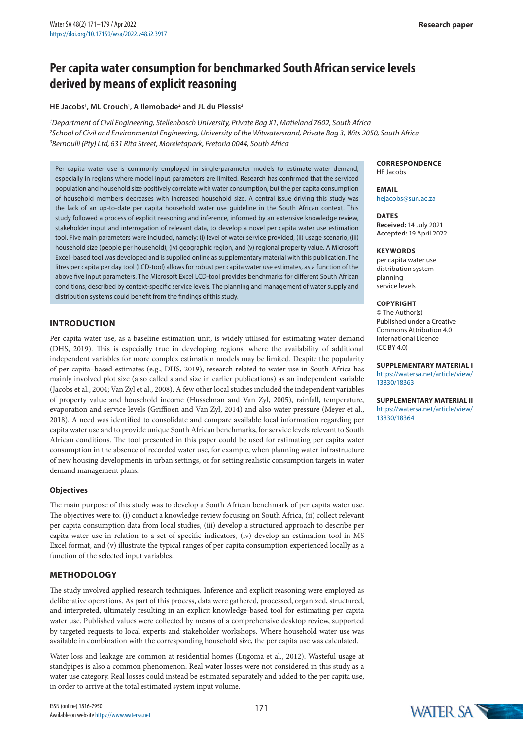Research paper

# Per capita water consumption for benchmarked South African service levels derived by means of explicit reasoning

**HE Jacobs[1], ML Crouch[1], A Ilemobade[2] and JL du Plessis[3]**

*[1]Department of Civil Engineering, Stellenbosch University, Private Bag X1, Matieland 7602, South Africa*
*[2]School of Civil and Environmental Engineering, University of the Witwatersrand, Private Bag 3, Wits 2050, South Africa*
*[3]Bernoulli (Pty) Ltd, 631 Rita Street, Moreletapark, Pretoria 0044, South Africa*

Per capita water use is commonly employed in single-parameter models to estimate water demand, especially in regions where model input parameters are limited. Research has confirmed that the serviced population and household size positively correlate with water consumption, but the per capita consumption of household members decreases with increased household size. A central issue driving this study was the lack of an up-to-date per capita household water use guideline in the South African context. This study followed a process of explicit reasoning and inference, informed by an extensive knowledge review, stakeholder input and interrogation of relevant data, to develop a novel per capita water use estimation tool. Five main parameters were included, namely: (i) level of water service provided, (ii) usage scenario, (iii) household size (people per household), (iv) geographic region, and (v) regional property value. A Microsoft Excel–based tool was developed and is supplied online as supplementary material with this publication. The litres per capita per day tool (LCD-tool) allows for robust per capita water use estimates, as a function of the above five input parameters. The Microsoft Excel LCD-tool provides benchmarks for different South African conditions, described by context-specific service levels. The planning and management of water supply and distribution systems could benefit from the findings of this study.

**CORRESPONDENCE**
HE Jacobs

**EMAIL**
hejacobs@sun.ac.za

**DATES**
**Received:** 14 July 2021
**Accepted:** 19 April 2022

**KEYWORDS**
per capita water use
distribution system
planning
service levels

**COPYRIGHT**
© The Author(s)
Published under a Creative Commons Attribution 4.0 International Licence (CC BY 4.0)

**SUPPLEMENTARY MATERIAL I**
https://watersa.net/article/view/13830/18363

**SUPPLEMENTARY MATERIAL II**
https://watersa.net/article/view/13830/18364

## INTRODUCTION

Per capita water use, as a baseline estimation unit, is widely utilised for estimating water demand (DHS, 2019). This is especially true in developing regions, where the availability of additional independent variables for more complex estimation models may be limited. Despite the popularity of per capita–based estimates (e.g., DHS, 2019), research related to water use in South Africa has mainly involved plot size (also called stand size in earlier publications) as an independent variable (Jacobs et al., 2004; Van Zyl et al., 2008). A few other local studies included the independent variables of property value and household income (Husselman and Van Zyl, 2005), rainfall, temperature, evaporation and service levels (Griffioen and Van Zyl, 2014) and also water pressure (Meyer et al., 2018). A need was identified to consolidate and compare available local information regarding per capita water use and to provide unique South African benchmarks, for service levels relevant to South African conditions. The tool presented in this paper could be used for estimating per capita water consumption in the absence of recorded water use, for example, when planning water infrastructure of new housing developments in urban settings, or for setting realistic consumption targets in water demand management plans.

### Objectives

The main purpose of this study was to develop a South African benchmark of per capita water use. The objectives were to: (i) conduct a knowledge review focusing on South Africa, (ii) collect relevant per capita consumption data from local studies, (iii) develop a structured approach to describe per capita water use in relation to a set of specific indicators, (iv) develop an estimation tool in MS Excel format, and (v) illustrate the typical ranges of per capita consumption experienced locally as a function of the selected input variables.

## METHODOLOGY

The study involved applied research techniques. Inference and explicit reasoning were employed as deliberative operations. As part of this process, data were gathered, processed, organized, structured, and interpreted, ultimately resulting in an explicit knowledge-based tool for estimating per capita water use. Published values were collected by means of a comprehensive desktop review, supported by targeted requests to local experts and stakeholder workshops. Where household water use was available in combination with the corresponding household size, the per capita use was calculated.

Water loss and leakage are common at residential homes (Lugoma et al., 2012). Wasteful usage at standpipes is also a common phenomenon. Real water losses were not considered in this study as a water use category. Real losses could instead be estimated separately and added to the per capita use, in order to arrive at the total estimated system input volume.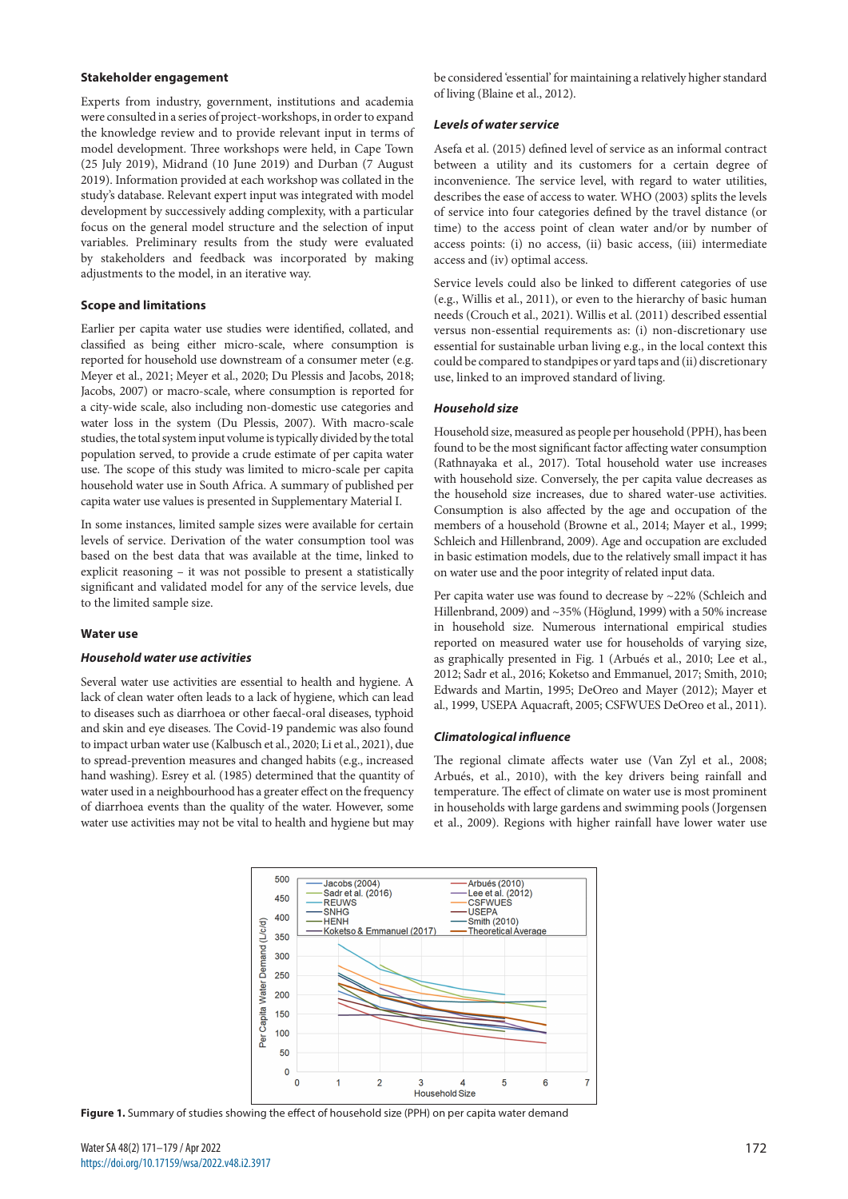## Stakeholder engagement

Experts from industry, government, institutions and academia were consulted in a series of project-workshops, in order to expand the knowledge review and to provide relevant input in terms of model development. Three workshops were held, in Cape Town (25 July 2019), Midrand (10 June 2019) and Durban (7 August 2019). Information provided at each workshop was collated in the study's database. Relevant expert input was integrated with model development by successively adding complexity, with a particular focus on the general model structure and the selection of input variables. Preliminary results from the study were evaluated by stakeholders and feedback was incorporated by making adjustments to the model, in an iterative way.

## Scope and limitations

Earlier per capita water use studies were identified, collated, and classified as being either micro-scale, where consumption is reported for household use downstream of a consumer meter (e.g. Meyer et al., 2021; Meyer et al., 2020; Du Plessis and Jacobs, 2018; Jacobs, 2007) or macro-scale, where consumption is reported for a city-wide scale, also including non-domestic use categories and water loss in the system (Du Plessis, 2007). With macro-scale studies, the total system input volume is typically divided by the total population served, to provide a crude estimate of per capita water use. The scope of this study was limited to micro-scale per capita household water use in South Africa. A summary of published per capita water use values is presented in Supplementary Material I.

In some instances, limited sample sizes were available for certain levels of service. Derivation of the water consumption tool was based on the best data that was available at the time, linked to explicit reasoning – it was not possible to present a statistically significant and validated model for any of the service levels, due to the limited sample size.

## Water use

### Household water use activities

Several water use activities are essential to health and hygiene. A lack of clean water often leads to a lack of hygiene, which can lead to diseases such as diarrhoea or other faecal-oral diseases, typhoid and skin and eye diseases. The Covid-19 pandemic was also found to impact urban water use (Kalbusch et al., 2020; Li et al., 2021), due to spread-prevention measures and changed habits (e.g., increased hand washing). Esrey et al. (1985) determined that the quantity of water used in a neighbourhood has a greater effect on the frequency of diarrhoea events than the quality of the water. However, some water use activities may not be vital to health and hygiene but may be considered 'essential' for maintaining a relatively higher standard of living (Blaine et al., 2012).

### Levels of water service

Asefa et al. (2015) defined level of service as an informal contract between a utility and its customers for a certain degree of inconvenience. The service level, with regard to water utilities, describes the ease of access to water. WHO (2003) splits the levels of service into four categories defined by the travel distance (or time) to the access point of clean water and/or by number of access points: (i) no access, (ii) basic access, (iii) intermediate access and (iv) optimal access.

Service levels could also be linked to different categories of use (e.g., Willis et al., 2011), or even to the hierarchy of basic human needs (Crouch et al., 2021). Willis et al. (2011) described essential versus non-essential requirements as: (i) non-discretionary use essential for sustainable urban living e.g., in the local context this could be compared to standpipes or yard taps and (ii) discretionary use, linked to an improved standard of living.

### Household size

Household size, measured as people per household (PPH), has been found to be the most significant factor affecting water consumption (Rathnayaka et al., 2017). Total household water use increases with household size. Conversely, the per capita value decreases as the household size increases, due to shared water-use activities. Consumption is also affected by the age and occupation of the members of a household (Browne et al., 2014; Mayer et al., 1999; Schleich and Hillenbrand, 2009). Age and occupation are excluded in basic estimation models, due to the relatively small impact it has on water use and the poor integrity of related input data.

Per capita water use was found to decrease by ~22% (Schleich and Hillenbrand, 2009) and ~35% (Höglund, 1999) with a 50% increase in household size. Numerous international empirical studies reported on measured water use for households of varying size, as graphically presented in Fig. 1 (Arbués et al., 2010; Lee et al., 2012; Sadr et al., 2016; Koketso and Emmanuel, 2017; Smith, 2010; Edwards and Martin, 1995; DeOreo and Mayer (2012); Mayer et al., 1999, USEPA Aquacraft, 2005; CSFWUES DeOreo et al., 2011).

### Climatological influence

The regional climate affects water use (Van Zyl et al., 2008; Arbués, et al., 2010), with the key drivers being rainfall and temperature. The effect of climate on water use is most prominent in households with large gardens and swimming pools (Jorgensen et al., 2009). Regions with higher rainfall have lower water use

**Figure 1.** Summary of studies showing the effect of household size (PPH) on per capita water demand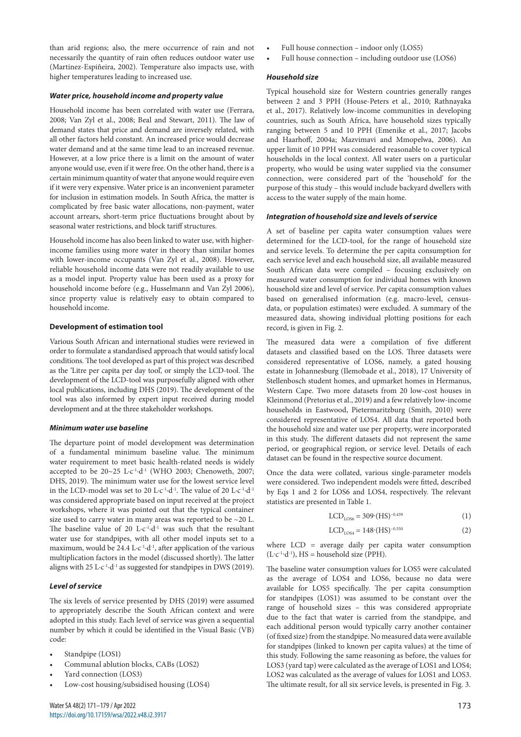than arid regions; also, the mere occurrence of rain and not necessarily the quantity of rain often reduces outdoor water use (Martinez-Espiñeira, 2002). Temperature also impacts use, with higher temperatures leading to increased use.

### *Water price, household income and property value*

Household income has been correlated with water use (Ferrara, 2008; Van Zyl et al., 2008; Beal and Stewart, 2011). The law of demand states that price and demand are inversely related, with all other factors held constant. An increased price would decrease water demand and at the same time lead to an increased revenue. However, at a low price there is a limit on the amount of water anyone would use, even if it were free. On the other hand, there is a certain minimum quantity of water that anyone would require even if it were very expensive. Water price is an inconvenient parameter for inclusion in estimation models. In South Africa, the matter is complicated by free basic water allocations, non-payment, water account arrears, short-term price fluctuations brought about by seasonal water restrictions, and block tariff structures.

Household income has also been linked to water use, with higher-income families using more water in theory than similar homes with lower-income occupants (Van Zyl et al., 2008). However, reliable household income data were not readily available to use as a model input. Property value has been used as a proxy for household income before (e.g., Husselmann and Van Zyl 2006), since property value is relatively easy to obtain compared to household income.

## Development of estimation tool

Various South African and international studies were reviewed in order to formulate a standardised approach that would satisfy local conditions. The tool developed as part of this project was described as the 'Litre per capita per day tool', or simply the LCD-tool. The development of the LCD-tool was purposefully aligned with other local publications, including DHS (2019). The development of the tool was also informed by expert input received during model development and at the three stakeholder workshops.

### *Minimum water use baseline*

The departure point of model development was determination of a fundamental minimum baseline value. The minimum water requirement to meet basic health-related needs is widely accepted to be 20~25 $L{\cdot}c^{-1}{\cdot}d^{-1}$ (WHO 2003; Chenoweth, 2007; DHS, 2019). The minimum water use for the lowest service level in the LCD-model was set to 20 $L{\cdot}c^{-1}{\cdot}d^{-1}$. The value of 20 $L{\cdot}c^{-1}{\cdot}d^{-1}$ was considered appropriate based on input received at the project workshops, where it was pointed out that the typical container size used to carry water in many areas was reported to be ~20 L. The baseline value of 20 $L{\cdot}c^{-1}{\cdot}d^{-1}$ was such that the resultant water use for standpipes, with all other model inputs set to a maximum, would be 24.4 $L{\cdot}c^{-1}{\cdot}d^{-1}$, after application of the various multiplication factors in the model (discussed shortly). The latter aligns with 25 $L{\cdot}c^{-1}{\cdot}d^{-1}$ as suggested for standpipes in DWS (2019).

### *Level of service*

The six levels of service presented by DHS (2019) were assumed to appropriately describe the South African context and were adopted in this study. Each level of service was given a sequential number by which it could be identified in the Visual Basic (VB) code:

- Standpipe (LOS1)
- Communal ablution blocks, CABs (LOS2)
- Yard connection (LOS3)
- Low-cost housing/subsidised housing (LOS4)
- Full house connection – indoor only (LOS5)
- Full house connection – including outdoor use (LOS6)

### *Household size*

Typical household size for Western countries generally ranges between 2 and 3 PPH (House-Peters et al., 2010; Rathnayaka et al., 2017). Relatively low-income communities in developing countries, such as South Africa, have household sizes typically ranging between 5 and 10 PPH (Emenike et al., 2017; Jacobs and Haarhoff, 2004a; Mazvimavi and Mmopelwa, 2006). An upper limit of 10 PPH was considered reasonable to cover typical households in the local context. All water users on a particular property, who would be using water supplied via the consumer connection, were considered part of the 'household' for the purpose of this study – this would include backyard dwellers with access to the water supply of the main home.

### *Integration of household size and levels of service*

A set of baseline per capita water consumption values were determined for the LCD-tool, for the range of household size and service levels. To determine the per capita consumption for each service level and each household size, all available measured South African data were compiled – focusing exclusively on measured water consumption for individual homes with known household size and level of service. Per capita consumption values based on generalised information (e.g. macro-level, census-data, or population estimates) were excluded. A summary of the measured data, showing individual plotting positions for each record, is given in Fig. 2.

The measured data were a compilation of five different datasets and classified based on the LOS. Three datasets were considered representative of LOS6, namely, a gated housing estate in Johannesburg (Ilemobade et al., 2018), 17 University of Stellenbosch student homes, and upmarket homes in Hermanus, Western Cape. Two more datasets from 20 low-cost houses in Kleinmond (Pretorius et al., 2019) and a few relatively low-income households in Eastwood, Pietermaritzburg (Smith, 2010) were considered representative of LOS4. All data that reported both the household size and water use per property, were incorporated in this study. The different datasets did not represent the same period, or geographical region, or service level. Details of each dataset can be found in the respective source document.

Once the data were collated, various single-parameter models were considered. Two independent models were fitted, described by Eqs 1 and 2 for LOS6 and LOS4, respectively. The relevant statistics are presented in Table 1.

$$LCD_{LOS6} = 309{\cdot}(HS)^{-0.439} \tag{1}$$

$$LCD_{LOS4} = 148{\cdot}(HS)^{-0.550} \tag{2}$$

where LCD = average daily per capita water consumption ($L{\cdot}c^{-1}{\cdot}d^{-1}$), HS = household size (PPH).

The baseline water consumption values for LOS5 were calculated as the average of LOS4 and LOS6, because no data were available for LOS5 specifically. The per capita consumption for standpipes (LOS1) was assumed to be constant over the range of household sizes – this was considered appropriate due to the fact that water is carried from the standpipe, and each additional person would typically carry another container (of fixed size) from the standpipe. No measured data were available for standpipes (linked to known per capita values) at the time of this study. Following the same reasoning as before, the values for LOS3 (yard tap) were calculated as the average of LOS1 and LOS4; LOS2 was calculated as the average of values for LOS1 and LOS3. The ultimate result, for all six service levels, is presented in Fig. 3.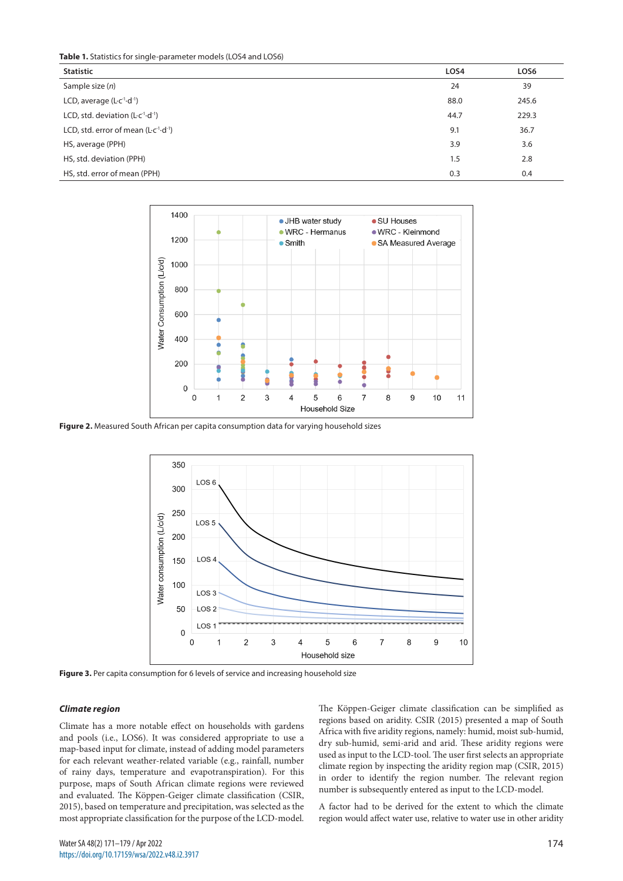**Table 1.** Statistics for single-parameter models (LOS4 and LOS6)

| Statistic | LOS4 | LOS6 |
|---|---|---|
| Sample size (*n*) | 24 | 39 |
| LCD, average ($L \cdot c^{-1} \cdot d^{-1}$) | 88.0 | 245.6 |
| LCD, std. deviation ($L \cdot c^{-1} \cdot d^{-1}$) | 44.7 | 229.3 |
| LCD, std. error of mean ($L \cdot c^{-1} \cdot d^{-1}$) | 9.1 | 36.7 |
| HS, average (PPH) | 3.9 | 3.6 |
| HS, std. deviation (PPH) | 1.5 | 2.8 |
| HS, std. error of mean (PPH) | 0.3 | 0.4 |

**Figure 2.** Measured South African per capita consumption data for varying household sizes

**Figure 3.** Per capita consumption for 6 levels of service and increasing household size

### *Climate region*

Climate has a more notable effect on households with gardens and pools (i.e., LOS6). It was considered appropriate to use a map-based input for climate, instead of adding model parameters for each relevant weather-related variable (e.g., rainfall, number of rainy days, temperature and evapotranspiration). For this purpose, maps of South African climate regions were reviewed and evaluated. The Köppen-Geiger climate classification (CSIR, 2015), based on temperature and precipitation, was selected as the most appropriate classification for the purpose of the LCD-model.

The Köppen-Geiger climate classification can be simplified as regions based on aridity. CSIR (2015) presented a map of South Africa with five aridity regions, namely: humid, moist sub-humid, dry sub-humid, semi-arid and arid. These aridity regions were used as input to the LCD-tool. The user first selects an appropriate climate region by inspecting the aridity region map (CSIR, 2015) in order to identify the region number. The relevant region number is subsequently entered as input to the LCD-model.

A factor had to be derived for the extent to which the climate region would affect water use, relative to water use in other aridity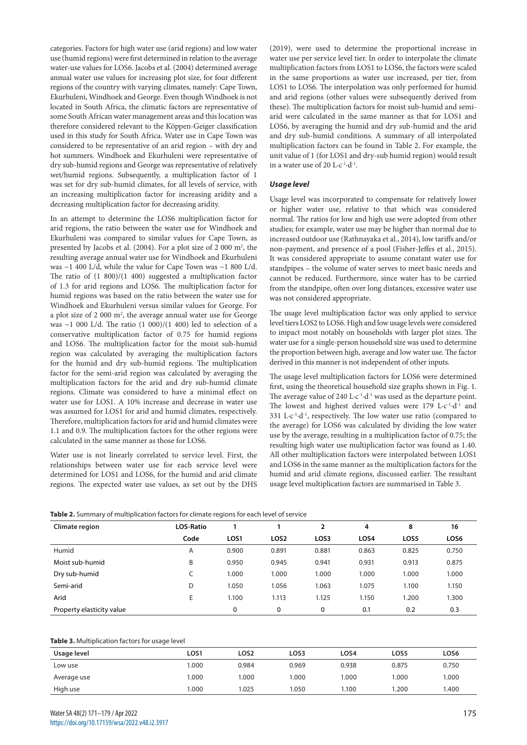categories. Factors for high water use (arid regions) and low water use (humid regions) were first determined in relation to the average water-use values for LOS6. Jacobs et al. (2004) determined average annual water use values for increasing plot size, for four different regions of the country with varying climates, namely: Cape Town, Ekurhuleni, Windhoek and George. Even though Windhoek is not located in South Africa, the climatic factors are representative of some South African water management areas and this location was therefore considered relevant to the Köppen-Geiger classification used in this study for South Africa. Water use in Cape Town was considered to be representative of an arid region – with dry and hot summers. Windhoek and Ekurhuleni were representative of dry sub-humid regions and George was representative of relatively wet/humid regions. Subsequently, a multiplication factor of 1 was set for dry sub-humid climates, for all levels of service, with an increasing multiplication factor for increasing aridity and a decreasing multiplication factor for decreasing aridity.

In an attempt to determine the LOS6 multiplication factor for arid regions, the ratio between the water use for Windhoek and Ekurhuleni was compared to similar values for Cape Town, as presented by Jacobs et al. (2004). For a plot size of 2 000 $m^2$, the resulting average annual water use for Windhoek and Ekurhuleni was ~1 400 L/d, while the value for Cape Town was ~1 800 L/d. The ratio of (1 800)/(1 400) suggested a multiplication factor of 1.3 for arid regions and LOS6. The multiplication factor for humid regions was based on the ratio between the water use for Windhoek and Ekurhuleni versus similar values for George. For a plot size of 2 000 $m^2$, the average annual water use for George was ~1 000 L/d. The ratio (1 000)/(1 400) led to selection of a conservative multiplication factor of 0.75 for humid regions and LOS6. The multiplication factor for the moist sub-humid region was calculated by averaging the multiplication factors for the humid and dry sub-humid regions. The multiplication factor for the semi-arid region was calculated by averaging the multiplication factors for the arid and dry sub-humid climate regions. Climate was considered to have a minimal effect on water use for LOS1. A 10% increase and decrease in water use was assumed for LOS1 for arid and humid climates, respectively. Therefore, multiplication factors for arid and humid climates were 1.1 and 0.9. The multiplication factors for the other regions were calculated in the same manner as those for LOS6.

Water use is not linearly correlated to service level. First, the relationships between water use for each service level were determined for LOS1 and LOS6, for the humid and arid climate regions. The expected water use values, as set out by the DHS (2019), were used to determine the proportional increase in water use per service level tier. In order to interpolate the climate multiplication factors from LOS1 to LOS6, the factors were scaled in the same proportions as water use increased, per tier, from LOS1 to LOS6. The interpolation was only performed for humid and arid regions (other values were subsequently derived from these). The multiplication factors for moist sub-humid and semi-arid were calculated in the same manner as that for LOS1 and LOS6, by averaging the humid and dry sub-humid and the arid and dry sub-humid conditions. A summary of all interpolated multiplication factors can be found in Table 2. For example, the unit value of 1 (for LOS1 and dry-sub humid region) would result in a water use of 20 $L{\cdot}c^{-1}{\cdot}d^{-1}$.

### *Usage level*

Usage level was incorporated to compensate for relatively lower or higher water use, relative to that which was considered normal. The ratios for low and high use were adopted from other studies; for example, water use may be higher than normal due to increased outdoor use (Rathnayaka et al., 2014), low tariffs and/or non-payment, and presence of a pool (Fisher-Jeffes et al., 2015). It was considered appropriate to assume constant water use for standpipes – the volume of water serves to meet basic needs and cannot be reduced. Furthermore, since water has to be carried from the standpipe, often over long distances, excessive water use was not considered appropriate.

The usage level multiplication factor was only applied to service level tiers LOS2 to LOS6. High and low usage levels were considered to impact most notably on households with larger plot sizes. The water use for a single-person household size was used to determine the proportion between high, average and low water use. The factor derived in this manner is not independent of other inputs.

The usage level multiplication factors for LOS6 were determined first, using the theoretical household size graphs shown in Fig. 1. The average value of 240 $L{\cdot}c^{-1}{\cdot}d^{-1}$ was used as the departure point. The lowest and highest derived values were 179 $L{\cdot}c^{-1}{\cdot}d^{-1}$ and 331 $L{\cdot}c^{-1}{\cdot}d^{-1}$, respectively. The low water use ratio (compared to the average) for LOS6 was calculated by dividing the low water use by the average, resulting in a multiplication factor of 0.75; the resulting high water use multiplication factor was found as 1.40. All other multiplication factors were interpolated between LOS1 and LOS6 in the same manner as the multiplication factors for the humid and arid climate regions, discussed earlier. The resultant usage level multiplication factors are summarised in Table 3.

**Table 2.** Summary of multiplication factors for climate regions for each level of service

| Climate region | LOS-Ratio | 1 | 1 | 2 | 4 | 8 | 16 |
|---|---|---|---|---|---|---|---|
| | Code | LOS1 | LOS2 | LOS3 | LOS4 | LOS5 | LOS6 |
| Humid | A | 0.900 | 0.891 | 0.881 | 0.863 | 0.825 | 0.750 |
| Moist sub-humid | B | 0.950 | 0.945 | 0.941 | 0.931 | 0.913 | 0.875 |
| Dry sub-humid | C | 1.000 | 1.000 | 1.000 | 1.000 | 1.000 | 1.000 |
| Semi-arid | D | 1.050 | 1.056 | 1.063 | 1.075 | 1.100 | 1.150 |
| Arid | E | 1.100 | 1.113 | 1.125 | 1.150 | 1.200 | 1.300 |
| Property elasticity value | | 0 | 0 | 0 | 0.1 | 0.2 | 0.3 |

**Table 3.** Multiplication factors for usage level

| Usage level | LOS1 | LOS2 | LOS3 | LOS4 | LOS5 | LOS6 |
|---|---|---|---|---|---|---|
| Low use | 1.000 | 0.984 | 0.969 | 0.938 | 0.875 | 0.750 |
| Average use | 1.000 | 1.000 | 1.000 | 1.000 | 1.000 | 1.000 |
| High use | 1.000 | 1.025 | 1.050 | 1.100 | 1.200 | 1.400 |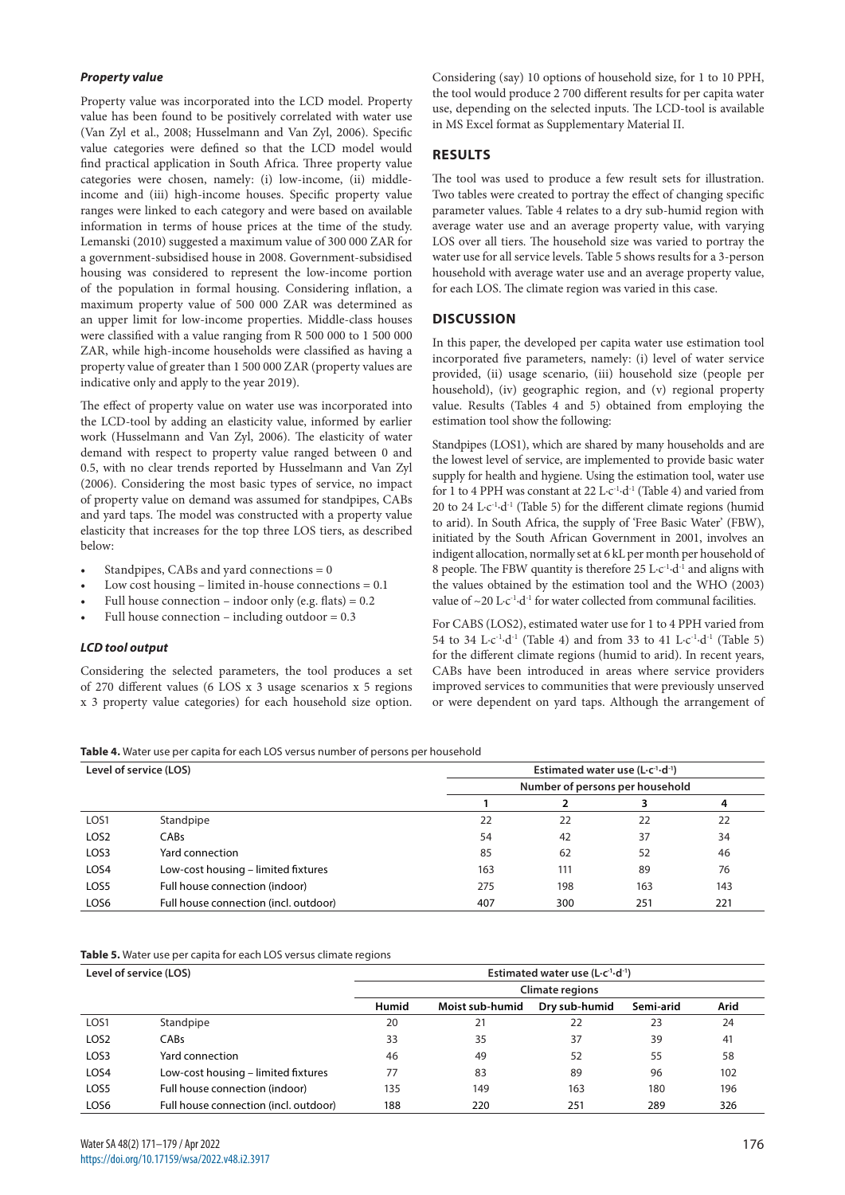### *Property value*

Property value was incorporated into the LCD model. Property value has been found to be positively correlated with water use (Van Zyl et al., 2008; Husselmann and Van Zyl, 2006). Specific value categories were defined so that the LCD model would find practical application in South Africa. Three property value categories were chosen, namely: (i) low-income, (ii) middle-income and (iii) high-income houses. Specific property value ranges were linked to each category and were based on available information in terms of house prices at the time of the study. Lemanski (2010) suggested a maximum value of 300 000 ZAR for a government-subsidised house in 2008. Government-subsidised housing was considered to represent the low-income portion of the population in formal housing. Considering inflation, a maximum property value of 500 000 ZAR was determined as an upper limit for low-income properties. Middle-class houses were classified with a value ranging from R 500 000 to 1 500 000 ZAR, while high-income households were classified as having a property value of greater than 1 500 000 ZAR (property values are indicative only and apply to the year 2019).

The effect of property value on water use was incorporated into the LCD-tool by adding an elasticity value, informed by earlier work (Husselmann and Van Zyl, 2006). The elasticity of water demand with respect to property value ranged between 0 and 0.5, with no clear trends reported by Husselmann and Van Zyl (2006). Considering the most basic types of service, no impact of property value on demand was assumed for standpipes, CABs and yard taps. The model was constructed with a property value elasticity that increases for the top three LOS tiers, as described below:

- Standpipes, CABs and yard connections = 0
- Low cost housing – limited in-house connections = 0.1
- Full house connection – indoor only (e.g. flats) = 0.2
- Full house connection – including outdoor = 0.3

### *LCD tool output*

Considering the selected parameters, the tool produces a set of 270 different values (6 LOS x 3 usage scenarios x 5 regions x 3 property value categories) for each household size option. Considering (say) 10 options of household size, for 1 to 10 PPH, the tool would produce 2 700 different results for per capita water use, depending on the selected inputs. The LCD-tool is available in MS Excel format as Supplementary Material II.

## RESULTS

The tool was used to produce a few result sets for illustration. Two tables were created to portray the effect of changing specific parameter values. Table 4 relates to a dry sub-humid region with average water use and an average property value, with varying LOS over all tiers. The household size was varied to portray the water use for all service levels. Table 5 shows results for a 3-person household with average water use and an average property value, for each LOS. The climate region was varied in this case.

## DISCUSSION

In this paper, the developed per capita water use estimation tool incorporated five parameters, namely: (i) level of water service provided, (ii) usage scenario, (iii) household size (people per household), (iv) geographic region, and (v) regional property value. Results (Tables 4 and 5) obtained from employing the estimation tool show the following:

Standpipes (LOS1), which are shared by many households and are the lowest level of service, are implemented to provide basic water supply for health and hygiene. Using the estimation tool, water use for 1 to 4 PPH was constant at 22 $L \cdot c^{-1} \cdot d^{-1}$ (Table 4) and varied from 20 to 24 $L \cdot c^{-1} \cdot d^{-1}$ (Table 5) for the different climate regions (humid to arid). In South Africa, the supply of 'Free Basic Water' (FBW), initiated by the South African Government in 2001, involves an indigent allocation, normally set at 6 kL per month per household of 8 people. The FBW quantity is therefore 25 $L \cdot c^{-1} \cdot d^{-1}$ and aligns with the values obtained by the estimation tool and the WHO (2003) value of ~20 $L \cdot c^{-1} \cdot d^{-1}$ for water collected from communal facilities.

For CABS (LOS2), estimated water use for 1 to 4 PPH varied from 54 to 34 $L \cdot c^{-1} \cdot d^{-1}$ (Table 4) and from 33 to 41 $L \cdot c^{-1} \cdot d^{-1}$ (Table 5) for the different climate regions (humid to arid). In recent years, CABs have been introduced in areas where service providers improved services to communities that were previously unserved or were dependent on yard taps. Although the arrangement of

**Table 4.** Water use per capita for each LOS versus number of persons per household

| Level of service (LOS) | | Estimated water use ($L \cdot c^{-1} \cdot d^{-1}$) | | | |
|---|---|---|---|---|---|
| | | Number of persons per household | | | |
| | | 1 | 2 | 3 | 4 |
| LOS1 | Standpipe | 22 | 22 | 22 | 22 |
| LOS2 | CABs | 54 | 42 | 37 | 34 |
| LOS3 | Yard connection | 85 | 62 | 52 | 46 |
| LOS4 | Low-cost housing – limited fixtures | 163 | 111 | 89 | 76 |
| LOS5 | Full house connection (indoor) | 275 | 198 | 163 | 143 |
| LOS6 | Full house connection (incl. outdoor) | 407 | 300 | 251 | 221 |

**Table 5.** Water use per capita for each LOS versus climate regions

| Level of service (LOS) | | Estimated water use ($L \cdot c^{-1} \cdot d^{-1}$) | | | | |
|---|---|---|---|---|---|---|
| | | Climate regions | | | | |
| | | Humid | Moist sub-humid | Dry sub-humid | Semi-arid | Arid |
| LOS1 | Standpipe | 20 | 21 | 22 | 23 | 24 |
| LOS2 | CABs | 33 | 35 | 37 | 39 | 41 |
| LOS3 | Yard connection | 46 | 49 | 52 | 55 | 58 |
| LOS4 | Low-cost housing – limited fixtures | 77 | 83 | 89 | 96 | 102 |
| LOS5 | Full house connection (indoor) | 135 | 149 | 163 | 180 | 196 |
| LOS6 | Full house connection (incl. outdoor) | 188 | 220 | 251 | 289 | 326 |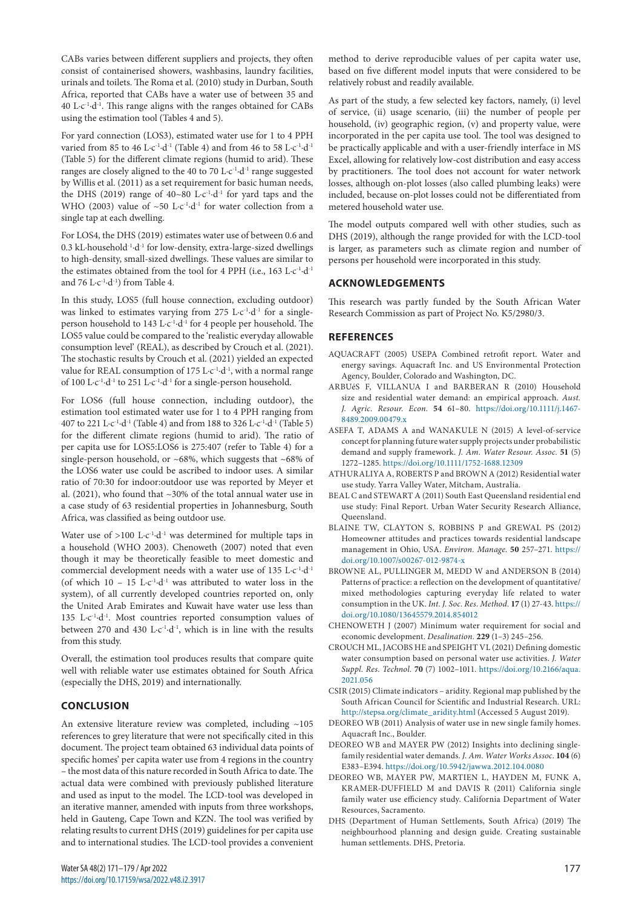CABs varies between different suppliers and projects, they often consist of containerised showers, washbasins, laundry facilities, urinals and toilets. The Roma et al. (2010) study in Durban, South Africa, reported that CABs have a water use of between 35 and 40 $L{\cdot}c^{-1}{\cdot}d^{-1}$. This range aligns with the ranges obtained for CABs using the estimation tool (Tables 4 and 5).

For yard connection (LOS3), estimated water use for 1 to 4 PPH varied from 85 to 46 $L{\cdot}c^{-1}{\cdot}d^{-1}$ (Table 4) and from 46 to 58 $L{\cdot}c^{-1}{\cdot}d^{-1}$ (Table 5) for the different climate regions (humid to arid). These ranges are closely aligned to the 40 to 70 $L{\cdot}c^{-1}{\cdot}d^{-1}$ range suggested by Willis et al. (2011) as a set requirement for basic human needs, the DHS (2019) range of 40~80 $L{\cdot}c^{-1}{\cdot}d^{-1}$ for yard taps and the WHO (2003) value of ~50 $L{\cdot}c^{-1}{\cdot}d^{-1}$ for water collection from a single tap at each dwelling.

For LOS4, the DHS (2019) estimates water use of between 0.6 and 0.3 $kL{\cdot}household^{-1}{\cdot}d^{-1}$ for low-density, extra-large-sized dwellings to high-density, small-sized dwellings. These values are similar to the estimates obtained from the tool for 4 PPH (i.e., 163 $L{\cdot}c^{-1}{\cdot}d^{-1}$ and 76 $L{\cdot}c^{-1}{\cdot}d^{-1}$) from Table 4.

In this study, LOS5 (full house connection, excluding outdoor) was linked to estimates varying from 275 $L{\cdot}c^{-1}{\cdot}d^{-1}$ for a single-person household to 143 $L{\cdot}c^{-1}{\cdot}d^{-1}$ for 4 people per household. The LOS5 value could be compared to the 'realistic everyday allowable consumption level' (REAL), as described by Crouch et al. (2021). The stochastic results by Crouch et al. (2021) yielded an expected value for REAL consumption of 175 $L{\cdot}c^{-1}{\cdot}d^{-1}$, with a normal range of 100 $L{\cdot}c^{-1}{\cdot}d^{-1}$ to 251 $L{\cdot}c^{-1}{\cdot}d^{-1}$ for a single-person household.

For LOS6 (full house connection, including outdoor), the estimation tool estimated water use for 1 to 4 PPH ranging from 407 to 221 $L{\cdot}c^{-1}{\cdot}d^{-1}$ (Table 4) and from 188 to 326 $L{\cdot}c^{-1}{\cdot}d^{-1}$ (Table 5) for the different climate regions (humid to arid). The ratio of per capita use for LOS5:LOS6 is 275:407 (refer to Table 4) for a single-person household, or ~68%, which suggests that ~68% of the LOS6 water use could be ascribed to indoor uses. A similar ratio of 70:30 for indoor:outdoor use was reported by Meyer et al. (2021), who found that ~30% of the total annual water use in a case study of 63 residential properties in Johannesburg, South Africa, was classified as being outdoor use.

Water use of >100 $L{\cdot}c^{-1}{\cdot}d^{-1}$ was determined for multiple taps in a household (WHO 2003). Chenoweth (2007) noted that even though it may be theoretically feasible to meet domestic and commercial development needs with a water use of 135 $L{\cdot}c^{-1}{\cdot}d^{-1}$ (of which 10 – 15 $L{\cdot}c^{-1}{\cdot}d^{-1}$ was attributed to water loss in the system), of all currently developed countries reported on, only the United Arab Emirates and Kuwait have water use less than 135 $L{\cdot}c^{-1}{\cdot}d^{-1}$. Most countries reported consumption values of between 270 and 430 $L{\cdot}c^{-1}{\cdot}d^{-1}$, which is in line with the results from this study.

Overall, the estimation tool produces results that compare quite well with reliable water use estimates obtained for South Africa (especially the DHS, 2019) and internationally.

## CONCLUSION

An extensive literature review was completed, including ~105 references to grey literature that were not specifically cited in this document. The project team obtained 63 individual data points of specific homes' per capita water use from 4 regions in the country – the most data of this nature recorded in South Africa to date. The actual data were combined with previously published literature and used as input to the model. The LCD-tool was developed in an iterative manner, amended with inputs from three workshops, held in Gauteng, Cape Town and KZN. The tool was verified by relating results to current DHS (2019) guidelines for per capita use and to international studies. The LCD-tool provides a convenient method to derive reproducible values of per capita water use, based on five different model inputs that were considered to be relatively robust and readily available.

As part of the study, a few selected key factors, namely, (i) level of service, (ii) usage scenario, (iii) the number of people per household, (iv) geographic region, (v) and property value, were incorporated in the per capita use tool. The tool was designed to be practically applicable and with a user-friendly interface in MS Excel, allowing for relatively low-cost distribution and easy access by practitioners. The tool does not account for water network losses, although on-plot losses (also called plumbing leaks) were included, because on-plot losses could not be differentiated from metered household water use.

The model outputs compared well with other studies, such as DHS (2019), although the range provided for with the LCD-tool is larger, as parameters such as climate region and number of persons per household were incorporated in this study.

## ACKNOWLEDGEMENTS

This research was partly funded by the South African Water Research Commission as part of Project No. K5/2980/3.

## REFERENCES

AQUACRAFT (2005) USEPA Combined retrofit report. Water and energy savings. Aquacraft Inc. and US Environmental Protection Agency, Boulder, Colorado and Washington, DC.

ARBUéS F, VILLANUA I and BARBERAN R (2010) Household size and residential water demand: an empirical approach. *Aust. J. Agric. Resour. Econ.* **54** 61–80. https://doi.org/10.1111/j.1467-8489.2009.00479.x

ASEFA T, ADAMS A and WANAKULE N (2015) A level-of-service concept for planning future water supply projects under probabilistic demand and supply framework. *J. Am. Water Resour. Assoc.* **51** (5) 1272–1285. https://doi.org/10.1111/1752-1688.12309

ATHURALIYA A, ROBERTS P and BROWN A (2012) Residential water use study. Yarra Valley Water, Mitcham, Australia.

BEAL C and STEWART A (2011) South East Queensland residential end use study: Final Report. Urban Water Security Research Alliance, Queensland.

BLAINE TW, CLAYTON S, ROBBINS P and GREWAL PS (2012) Homeowner attitudes and practices towards residential landscape management in Ohio, USA. *Environ. Manage.* **50** 257–271. https://doi.org/10.1007/s00267-012-9874-x

BROWNE AL, PULLINGER M, MEDD W and ANDERSON B (2014) Patterns of practice: a reflection on the development of quantitative/mixed methodologies capturing everyday life related to water consumption in the UK. *Int. J. Soc. Res. Method*. **17** (1) 27-43. https://doi.org/10.1080/13645579.2014.854012

CHENOWETH J (2007) Minimum water requirement for social and economic development. *Desalination*. **229** (1–3) 245–256.

CROUCH ML, JACOBS HE and SPEIGHT VL (2021) Defining domestic water consumption based on personal water use activities. *J. Water Suppl. Res. Technol.* **70** (7) 1002–1011. https://doi.org/10.2166/aqua.2021.056

CSIR (2015) Climate indicators – aridity. Regional map published by the South African Council for Scientific and Industrial Research. URL: http://stepsa.org/climate_aridity.html (Accessed 5 August 2019).

DEOREO WB (2011) Analysis of water use in new single family homes. Aquacraft Inc., Boulder.

DEOREO WB and MAYER PW (2012) Insights into declining single-family residential water demands. *J. Am. Water Works Assoc*. **104** (6) E383–E394. https://doi.org/10.5942/jawwa.2012.104.0080

DEOREO WB, MAYER PW, MARTIEN L, HAYDEN M, FUNK A, KRAMER-DUFFIELD M and DAVIS R (2011) California single family water use efficiency study. California Department of Water Resources, Sacramento.

DHS (Department of Human Settlements, South Africa) (2019) The neighbourhood planning and design guide. Creating sustainable human settlements. DHS, Pretoria.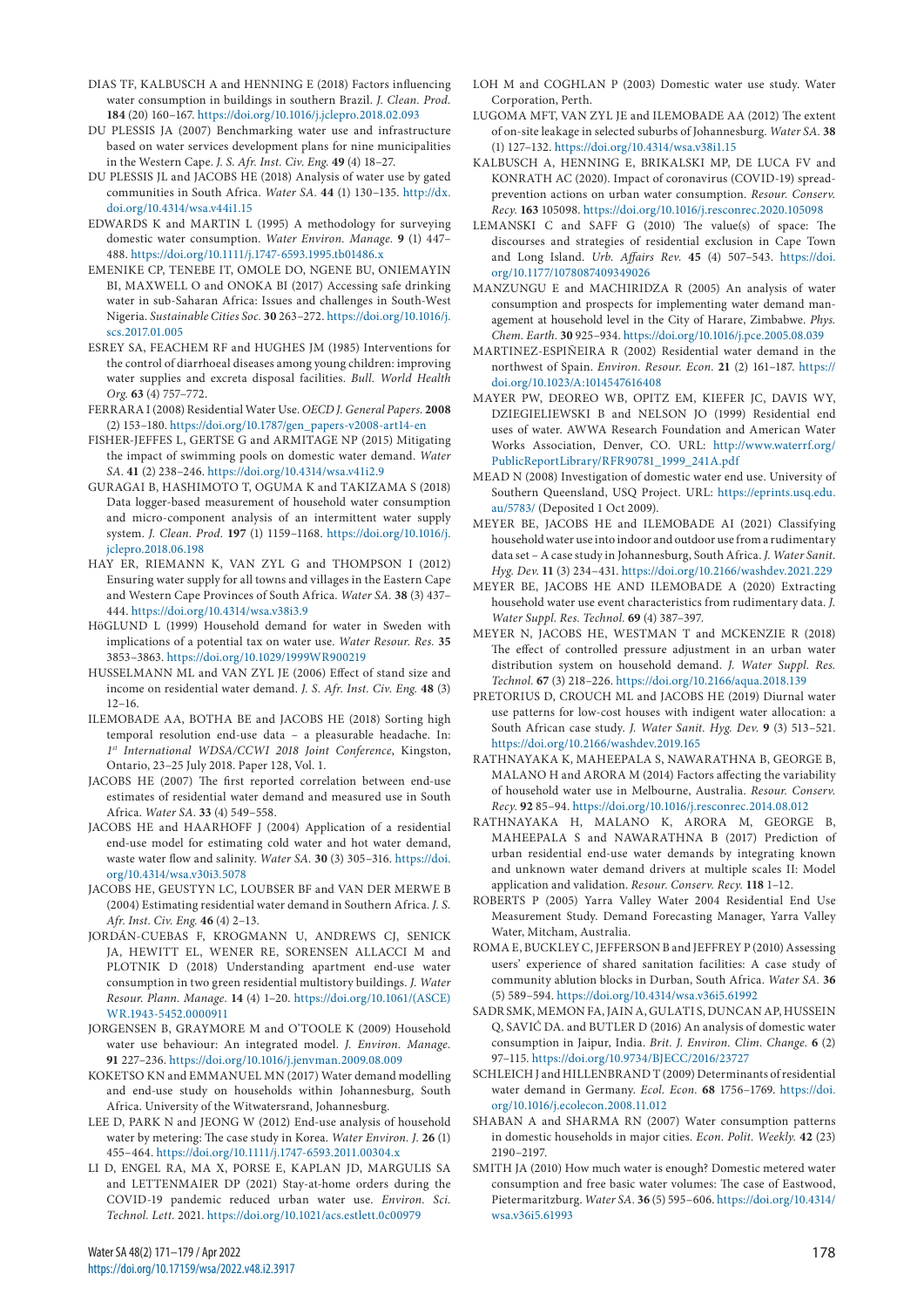DIAS TF, KALBUSCH A and HENNING E (2018) Factors influencing water consumption in buildings in southern Brazil. *J. Clean. Prod.* **184** (20) 160–167. https://doi.org/10.1016/j.jclepro.2018.02.093

DU PLESSIS JA (2007) Benchmarking water use and infrastructure based on water services development plans for nine municipalities in the Western Cape. *J. S. Afr. Inst. Civ. Eng.* **49** (4) 18–27.

DU PLESSIS JL and JACOBS HE (2018) Analysis of water use by gated communities in South Africa. *Water SA.* **44** (1) 130–135. http://dx.doi.org/10.4314/wsa.v44i1.15

EDWARDS K and MARTIN L (1995) A methodology for surveying domestic water consumption. *Water Environ. Manage.* **9** (1) 447–488. https://doi.org/10.1111/j.1747-6593.1995.tb01486.x

EMENIKE CP, TENEBE IT, OMOLE DO, NGENE BU, ONIEMAYIN BI, MAXWELL O and ONOKA BI (2017) Accessing safe drinking water in sub-Saharan Africa: Issues and challenges in South-West Nigeria. *Sustainable Cities Soc.* **30** 263–272. https://doi.org/10.1016/j.scs.2017.01.005

ESREY SA, FEACHEM RF and HUGHES JM (1985) Interventions for the control of diarrhoeal diseases among young children: improving water supplies and excreta disposal facilities. *Bull. World Health Org.* **63** (4) 757–772.

FERRARA I (2008) Residential Water Use. *OECD J. General Papers.* **2008** (2) 153–180. https://doi.org/10.1787/gen_papers-v2008-art14-en

FISHER-JEFFES L, GERTSE G and ARMITAGE NP (2015) Mitigating the impact of swimming pools on domestic water demand. *Water SA.* **41** (2) 238–246. https://doi.org/10.4314/wsa.v41i2.9

GURAGAI B, HASHIMOTO T, OGUMA K and TAKIZAMA S (2018) Data logger-based measurement of household water consumption and micro-component analysis of an intermittent water supply system. *J. Clean. Prod.* **197** (1) 1159–1168. https://doi.org/10.1016/j.jclepro.2018.06.198

HAY ER, RIEMANN K, VAN ZYL G and THOMPSON I (2012) Ensuring water supply for all towns and villages in the Eastern Cape and Western Cape Provinces of South Africa. *Water SA.* **38** (3) 437–444. https://doi.org/10.4314/wsa.v38i3.9

HöGLUND L (1999) Household demand for water in Sweden with implications of a potential tax on water use. *Water Resour. Res.* **35** 3853–3863. https://doi.org/10.1029/1999WR900219

HUSSELMANN ML and VAN ZYL JE (2006) Effect of stand size and income on residential water demand. *J. S. Afr. Inst. Civ. Eng.* **48** (3) 12–16.

ILEMOBADE AA, BOTHA BE and JACOBS HE (2018) Sorting high temporal resolution end-use data – a pleasurable headache. In: *1st International WDSA/CCWI 2018 Joint Conference*, Kingston, Ontario, 23–25 July 2018. Paper 128, Vol. 1.

JACOBS HE (2007) The first reported correlation between end-use estimates of residential water demand and measured use in South Africa. *Water SA.* **33** (4) 549–558.

JACOBS HE and HAARHOFF J (2004) Application of a residential end-use model for estimating cold water and hot water demand, waste water flow and salinity. *Water SA.* **30** (3) 305–316. https://doi.org/10.4314/wsa.v30i3.5078

JACOBS HE, GEUSTYN LC, LOUBSER BF and VAN DER MERWE B (2004) Estimating residential water demand in Southern Africa. *J. S. Afr. Inst. Civ. Eng.* **46** (4) 2–13.

JORDÁN-CUEBAS F, KROGMANN U, ANDREWS CJ, SENICK JA, HEWITT EL, WENER RE, SORENSEN ALLACCI M and PLOTNIK D (2018) Understanding apartment end-use water consumption in two green residential multistory buildings. *J. Water Resour. Plann. Manage.* **14** (4) 1–20. https://doi.org/10.1061/(ASCE)WR.1943-5452.0000911

JORGENSEN B, GRAYMORE M and O'TOOLE K (2009) Household water use behaviour: An integrated model. *J. Environ. Manage.* **91** 227–236. https://doi.org/10.1016/j.jenvman.2009.08.009

KOKETSO KN and EMMANUEL MN (2017) Water demand modelling and end-use study on households within Johannesburg, South Africa. University of the Witwatersrand, Johannesburg.

LEE D, PARK N and JEONG W (2012) End-use analysis of household water by metering: The case study in Korea. *Water Environ. J.* **26** (1) 455–464. https://doi.org/10.1111/j.1747-6593.2011.00304.x

LI D, ENGEL RA, MA X, PORSE E, KAPLAN JD, MARGULIS SA and LETTENMAIER DP (2021) Stay-at-home orders during the COVID-19 pandemic reduced urban water use. *Environ. Sci. Technol. Lett.* 2021. https://doi.org/10.1021/acs.estlett.0c00979

LOH M and COGHLAN P (2003) Domestic water use study. Water Corporation, Perth.

LUGOMA MFT, VAN ZYL JE and ILEMOBADE AA (2012) The extent of on-site leakage in selected suburbs of Johannesburg. *Water SA.* **38** (1) 127–132. https://doi.org/10.4314/wsa.v38i1.15

KALBUSCH A, HENNING E, BRIKALSKI MP, DE LUCA FV and KONRATH AC (2020). Impact of coronavirus (COVID-19) spread-prevention actions on urban water consumption. *Resour. Conserv. Recy.* **163** 105098. https://doi.org/10.1016/j.resconrec.2020.105098

LEMANSKI C and SAFF G (2010) The value(s) of space: The discourses and strategies of residential exclusion in Cape Town and Long Island. *Urb. Affairs Rev.* **45** (4) 507–543. https://doi.org/10.1177/1078087409349026

MANZUNGU E and MACHIRIDZA R (2005) An analysis of water consumption and prospects for implementing water demand management at household level in the City of Harare, Zimbabwe. *Phys. Chem. Earth.* **30** 925–934. https://doi.org/10.1016/j.pce.2005.08.039

MARTINEZ-ESPIÑEIRA R (2002) Residential water demand in the northwest of Spain. *Environ. Resour. Econ.* **21** (2) 161–187. https://doi.org/10.1023/A:1014547616408

MAYER PW, DEOREO WB, OPITZ EM, KIEFER JC, DAVIS WY, DZIEGIELIEWSKI B and NELSON JO (1999) Residential end uses of water. AWWA Research Foundation and American Water Works Association, Denver, CO. URL: http://www.waterrf.org/PublicReportLibrary/RFR90781_1999_241A.pdf

MEAD N (2008) Investigation of domestic water end use. University of Southern Queensland, USQ Project. URL: https://eprints.usq.edu.au/5783/ (Deposited 1 Oct 2009).

MEYER BE, JACOBS HE and ILEMOBADE AI (2021) Classifying household water use into indoor and outdoor use from a rudimentary data set – A case study in Johannesburg, South Africa. *J. Water Sanit. Hyg. Dev.* **11** (3) 234–431. https://doi.org/10.2166/washdev.2021.229

MEYER BE, JACOBS HE AND ILEMOBADE A (2020) Extracting household water use event characteristics from rudimentary data. *J. Water Suppl. Res. Technol.* **69** (4) 387–397.

MEYER N, JACOBS HE, WESTMAN T and MCKENZIE R (2018) The effect of controlled pressure adjustment in an urban water distribution system on household demand. *J. Water Suppl. Res. Technol.* **67** (3) 218–226. https://doi.org/10.2166/aqua.2018.139

PRETORIUS D, CROUCH ML and JACOBS HE (2019) Diurnal water use patterns for low-cost houses with indigent water allocation: a South African case study. *J. Water Sanit. Hyg. Dev.* **9** (3) 513–521. https://doi.org/10.2166/washdev.2019.165

RATHNAYAKA K, MAHEEPALA S, NAWARATHNA B, GEORGE B, MALANO H and ARORA M (2014) Factors affecting the variability of household water use in Melbourne, Australia. *Resour. Conserv. Recy.* **92** 85–94. https://doi.org/10.1016/j.resconrec.2014.08.012

RATHNAYAKA H, MALANO K, ARORA M, GEORGE B, MAHEEPALA S and NAWARATHNA B (2017) Prediction of urban residential end-use water demands by integrating known and unknown water demand drivers at multiple scales II: Model application and validation. *Resour. Conserv. Recy.* **118** 1–12.

ROBERTS P (2005) Yarra Valley Water 2004 Residential End Use Measurement Study. Demand Forecasting Manager, Yarra Valley Water, Mitcham, Australia.

ROMA E, BUCKLEY C, JEFFERSON B and JEFFREY P (2010) Assessing users' experience of shared sanitation facilities: A case study of community ablution blocks in Durban, South Africa. *Water SA.* **36** (5) 589–594. https://doi.org/10.4314/wsa.v36i5.61992

SADR SMK, MEMON FA, JAIN A, GULATI S, DUNCAN AP, HUSSEIN Q, SAVIĆ DA. and BUTLER D (2016) An analysis of domestic water consumption in Jaipur, India. *Brit. J. Environ. Clim. Change.* **6** (2) 97–115. https://doi.org/10.9734/BJECC/2016/23727

SCHLEICH J and HILLENBRAND T (2009) Determinants of residential water demand in Germany. *Ecol. Econ.* **68** 1756–1769. https://doi.org/10.1016/j.ecolecon.2008.11.012

SHABAN A and SHARMA RN (2007) Water consumption patterns in domestic households in major cities. *Econ. Polit. Weekly.* **42** (23) 2190–2197.

SMITH JA (2010) How much water is enough? Domestic metered water consumption and free basic water volumes: The case of Eastwood, Pietermaritzburg. *Water SA.* **36** (5) 595–606. https://doi.org/10.4314/wsa.v36i5.61993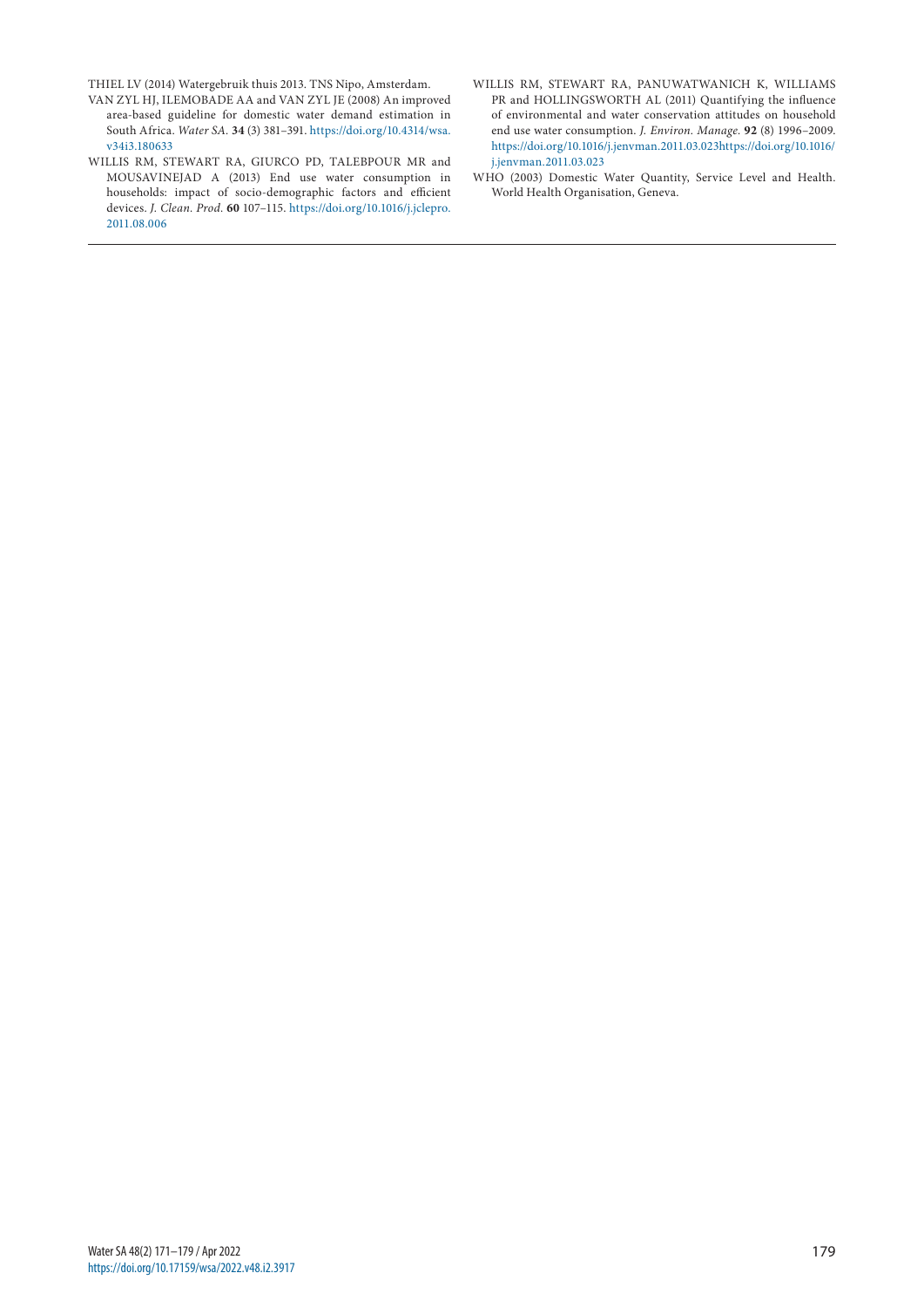THIEL LV (2014) Watergebruik thuis 2013. TNS Nipo, Amsterdam.

VAN ZYL HJ, ILEMOBADE AA and VAN ZYL JE (2008) An improved area-based guideline for domestic water demand estimation in South Africa. *Water SA*. **34** (3) 381–391. https://doi.org/10.4314/wsa.v34i3.180633

WILLIS RM, STEWART RA, GIURCO PD, TALEBPOUR MR and MOUSAVINEJAD A (2013) End use water consumption in households: impact of socio-demographic factors and efficient devices. *J. Clean. Prod.* **60** 107–115. https://doi.org/10.1016/j.jclepro.2011.08.006

WILLIS RM, STEWART RA, PANUWATWANICH K, WILLIAMS PR and HOLLINGSWORTH AL (2011) Quantifying the influence of environmental and water conservation attitudes on household end use water consumption. *J. Environ. Manage.* **92** (8) 1996–2009. https://doi.org/10.1016/j.jenvman.2011.03.023https://doi.org/10.1016/j.jenvman.2011.03.023

WHO (2003) Domestic Water Quantity, Service Level and Health. World Health Organisation, Geneva.